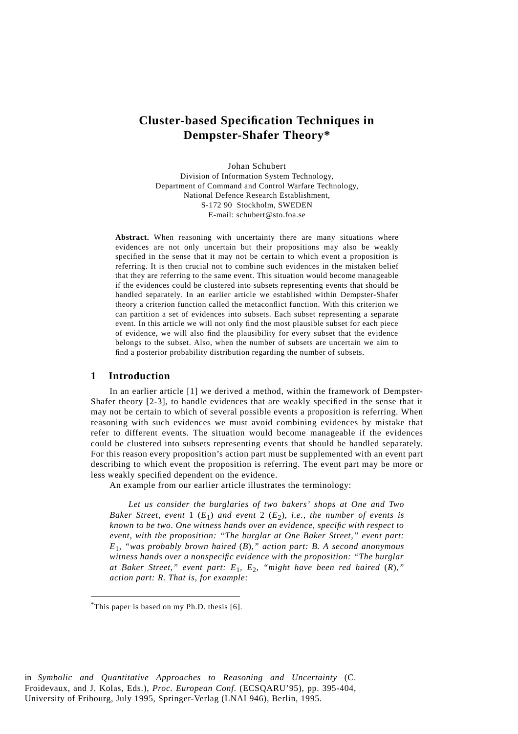# Cluster-based Specification Techniques in Dempster-Shafer Theory*

Johan Schubert
Division of Information System Technology,
Department of Command and Control Warfare Technology,
National Defence Research Establishment,
S-172 90 Stockholm, SWEDEN
E-mail: schubert@sto.foa.se

**Abstract.** When reasoning with uncertainty there are many situations where evidences are not only uncertain but their propositions may also be weakly specified in the sense that it may not be certain to which event a proposition is referring. It is then crucial not to combine such evidences in the mistaken belief that they are referring to the same event. This situation would become manageable if the evidences could be clustered into subsets representing events that should be handled separately. In an earlier article we established within Dempster-Shafer theory a criterion function called the metaconflict function. With this criterion we can partition a set of evidences into subsets. Each subset representing a separate event. In this article we will not only find the most plausible subset for each piece of evidence, we will also find the plausibility for every subset that the evidence belongs to the subset. Also, when the number of subsets are uncertain we aim to find a posterior probability distribution regarding the number of subsets.

## 1 Introduction

In an earlier article [1] we derived a method, within the framework of Dempster-Shafer theory [2-3], to handle evidences that are weakly specified in the sense that it may not be certain to which of several possible events a proposition is referring. When reasoning with such evidences we must avoid combining evidences by mistake that refer to different events. The situation would become manageable if the evidences could be clustered into subsets representing events that should be handled separately. For this reason every proposition's action part must be supplemented with an event part describing to which event the proposition is referring. The event part may be more or less weakly specified dependent on the evidence.

An example from our earlier article illustrates the terminology:

*Let us consider the burglaries of two bakers' shops at One and Two Baker Street, event* 1 ($E_1$) *and event* 2 ($E_2$)*, i.e., the number of events is known to be two. One witness hands over an evidence, specific with respect to event, with the proposition: "The burglar at One Baker Street," event part:* $E_1$*, "was probably brown haired* ($B$)*," action part: B. A second anonymous witness hands over a nonspecific evidence with the proposition: "The burglar at Baker Street," event part:* $E_1$*,* $E_2$*, "might have been red haired* ($R$)*," action part: R. That is, for example:*

*This paper is based on my Ph.D. thesis [6].

in *Symbolic and Quantitative Approaches to Reasoning and Uncertainty* (C. Froidevaux, and J. Kolas, Eds.), *Proc. European Conf.* (ECSQARU'95), pp. 395-404, University of Fribourg, July 1995, Springer-Verlag (LNAI 946), Berlin, 1995.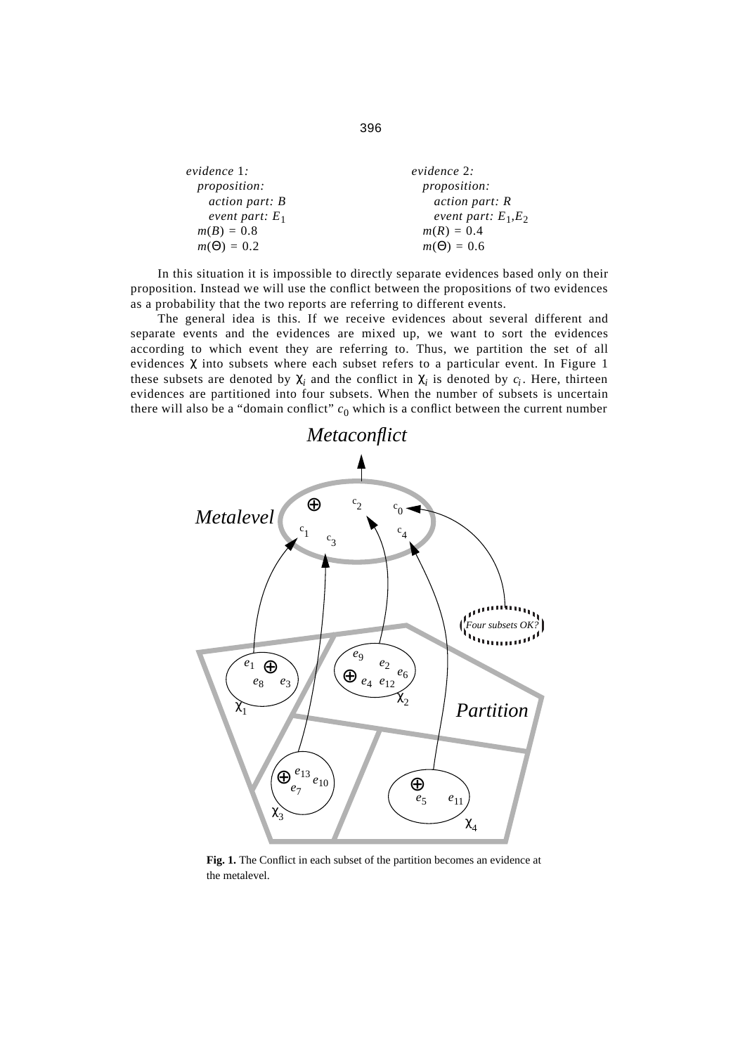*evidence* 1*:*
  *proposition:*
    *action part: B*
    *event part:* $E_1$
  $m(B) = 0.8$
  $m(\Theta) = 0.2$

*evidence* 2*:*
  *proposition:*
    *action part: R*
    *event part:* $E_1, E_2$
  $m(R) = 0.4$
  $m(\Theta) = 0.6$

In this situation it is impossible to directly separate evidences based only on their proposition. Instead we will use the conflict between the propositions of two evidences as a probability that the two reports are referring to different events.

The general idea is this. If we receive evidences about several different and separate events and the evidences are mixed up, we want to sort the evidences according to which event they are referring to. Thus, we partition the set of all evidences $\chi$ into subsets where each subset refers to a particular event. In Figure 1 these subsets are denoted by $\chi_i$ and the conflict in $\chi_i$ is denoted by $c_i$. Here, thirteen evidences are partitioned into four subsets. When the number of subsets is uncertain there will also be a "domain conflict" $c_0$ which is a conflict between the current number

**Fig. 1.** The Conflict in each subset of the partition becomes an evidence at the metalevel.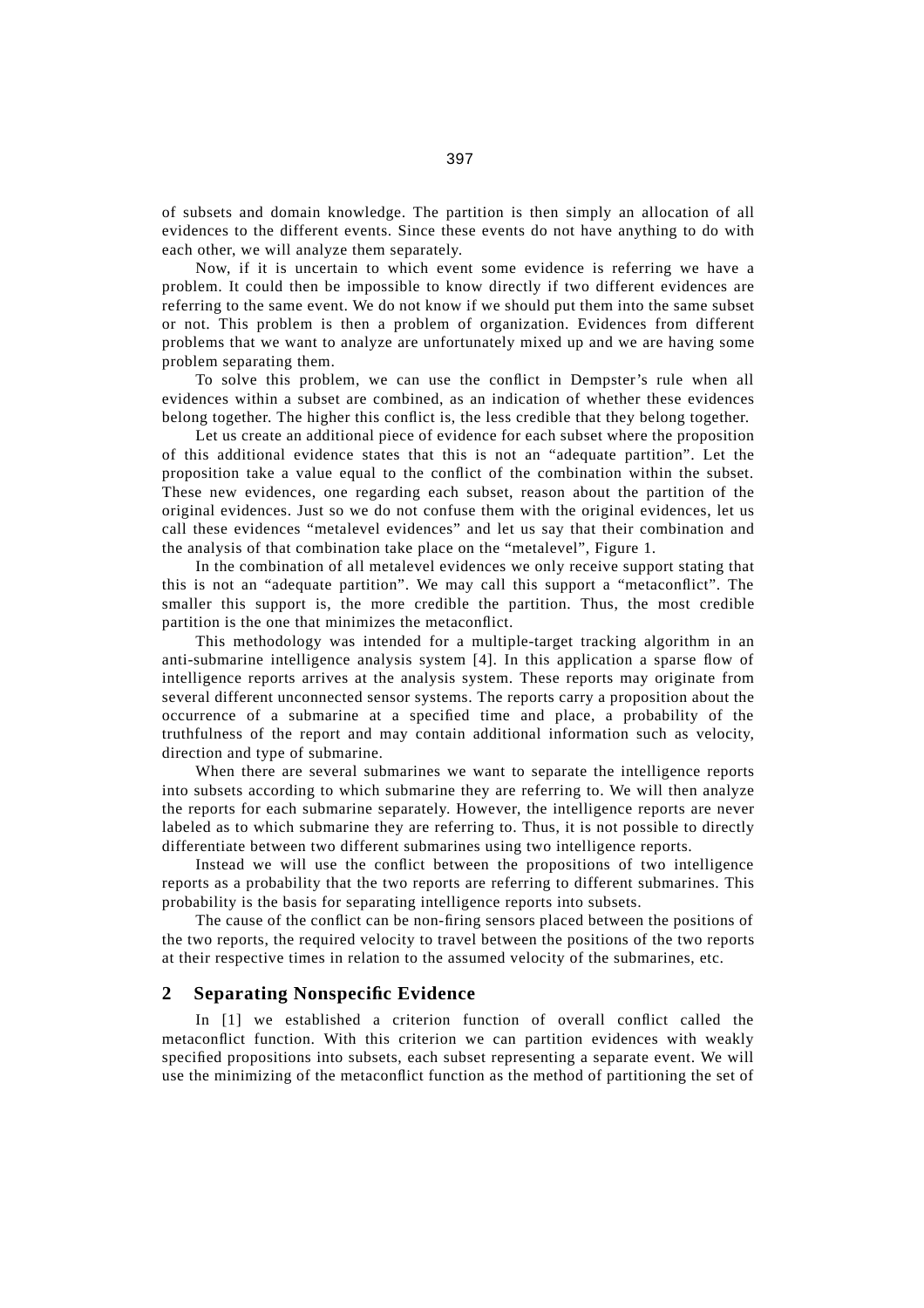of subsets and domain knowledge. The partition is then simply an allocation of all evidences to the different events. Since these events do not have anything to do with each other, we will analyze them separately.

Now, if it is uncertain to which event some evidence is referring we have a problem. It could then be impossible to know directly if two different evidences are referring to the same event. We do not know if we should put them into the same subset or not. This problem is then a problem of organization. Evidences from different problems that we want to analyze are unfortunately mixed up and we are having some problem separating them.

To solve this problem, we can use the conflict in Dempster's rule when all evidences within a subset are combined, as an indication of whether these evidences belong together. The higher this conflict is, the less credible that they belong together.

Let us create an additional piece of evidence for each subset where the proposition of this additional evidence states that this is not an "adequate partition". Let the proposition take a value equal to the conflict of the combination within the subset. These new evidences, one regarding each subset, reason about the partition of the original evidences. Just so we do not confuse them with the original evidences, let us call these evidences "metalevel evidences" and let us say that their combination and the analysis of that combination take place on the "metalevel", Figure 1.

In the combination of all metalevel evidences we only receive support stating that this is not an "adequate partition". We may call this support a "metaconflict". The smaller this support is, the more credible the partition. Thus, the most credible partition is the one that minimizes the metaconflict.

This methodology was intended for a multiple-target tracking algorithm in an anti-submarine intelligence analysis system [4]. In this application a sparse flow of intelligence reports arrives at the analysis system. These reports may originate from several different unconnected sensor systems. The reports carry a proposition about the occurrence of a submarine at a specified time and place, a probability of the truthfulness of the report and may contain additional information such as velocity, direction and type of submarine.

When there are several submarines we want to separate the intelligence reports into subsets according to which submarine they are referring to. We will then analyze the reports for each submarine separately. However, the intelligence reports are never labeled as to which submarine they are referring to. Thus, it is not possible to directly differentiate between two different submarines using two intelligence reports.

Instead we will use the conflict between the propositions of two intelligence reports as a probability that the two reports are referring to different submarines. This probability is the basis for separating intelligence reports into subsets.

The cause of the conflict can be non-firing sensors placed between the positions of the two reports, the required velocity to travel between the positions of the two reports at their respective times in relation to the assumed velocity of the submarines, etc.

## 2 Separating Nonspecific Evidence

In [1] we established a criterion function of overall conflict called the metaconflict function. With this criterion we can partition evidences with weakly specified propositions into subsets, each subset representing a separate event. We will use the minimizing of the metaconflict function as the method of partitioning the set of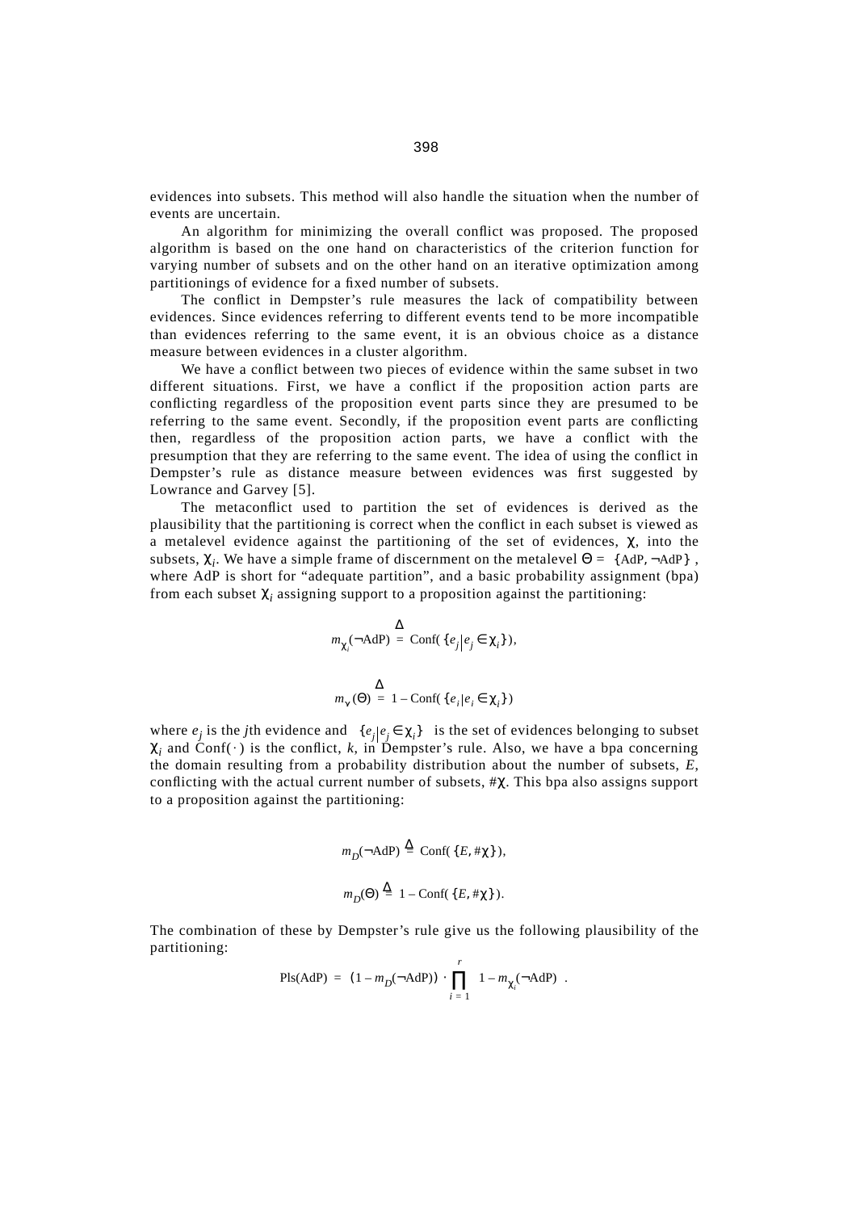evidences into subsets. This method will also handle the situation when the number of events are uncertain.

An algorithm for minimizing the overall conflict was proposed. The proposed algorithm is based on the one hand on characteristics of the criterion function for varying number of subsets and on the other hand on an iterative optimization among partitionings of evidence for a fixed number of subsets.

The conflict in Dempster's rule measures the lack of compatibility between evidences. Since evidences referring to different events tend to be more incompatible than evidences referring to the same event, it is an obvious choice as a distance measure between evidences in a cluster algorithm.

We have a conflict between two pieces of evidence within the same subset in two different situations. First, we have a conflict if the proposition action parts are conflicting regardless of the proposition event parts since they are presumed to be referring to the same event. Secondly, if the proposition event parts are conflicting then, regardless of the proposition action parts, we have a conflict with the presumption that they are referring to the same event. The idea of using the conflict in Dempster's rule as distance measure between evidences was first suggested by Lowrance and Garvey [5].

The metaconflict used to partition the set of evidences is derived as the plausibility that the partitioning is correct when the conflict in each subset is viewed as a metalevel evidence against the partitioning of the set of evidences, $\chi$, into the subsets, $\chi_i$. We have a simple frame of discernment on the metalevel $\Theta = \{\text{AdP}, \neg\text{AdP}\}$, where AdP is short for "adequate partition", and a basic probability assignment (bpa) from each subset $\chi_i$ assigning support to a proposition against the partitioning:

$$m_{\chi_i}(\neg\text{AdP}) \stackrel{\Delta}{=} \text{Conf}(\{e_j \mid e_j \in \chi_i\}),$$

$$m_{\chi_i}(\Theta) \stackrel{\Delta}{=} 1 - \text{Conf}(\{e_i \mid e_i \in \chi_i\})$$

where $e_j$ is the $j$th evidence and $\{e_j \mid e_j \in \chi_i\}$ is the set of evidences belonging to subset $\chi_i$ and $\text{Conf}(\cdot)$ is the conflict, $k$, in Dempster's rule. Also, we have a bpa concerning the domain resulting from a probability distribution about the number of subsets, $E$, conflicting with the actual current number of subsets, $\#\chi$. This bpa also assigns support to a proposition against the partitioning:

$$m_D(\neg\text{AdP}) \stackrel{\Delta}{=} \text{Conf}(\{E, \#\chi\}),$$

$$m_D(\Theta) \stackrel{\Delta}{=} 1 - \text{Conf}(\{E, \#\chi\}).$$

The combination of these by Dempster's rule give us the following plausibility of the partitioning:

$$\text{Pls}(\text{AdP}) = (1 - m_D(\neg\text{AdP})) \cdot \prod_{i=1}^{r} \left(1 - m_{\chi_i}(\neg\text{AdP})\right).$$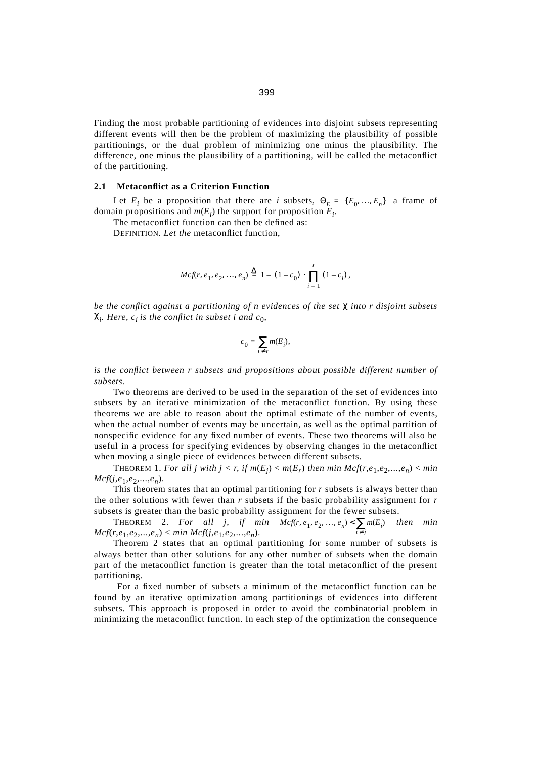Finding the most probable partitioning of evidences into disjoint subsets representing different events will then be the problem of maximizing the plausibility of possible partitionings, or the dual problem of minimizing one minus the plausibility. The difference, one minus the plausibility of a partitioning, will be called the metaconflict of the partitioning.

### 2.1 Metaconflict as a Criterion Function

Let $E_i$ be a proposition that there are $i$ subsets, $\Theta_E = \{E_0, \ldots, E_n\}$ a frame of domain propositions and $m(E_i)$ the support for proposition $E_i$.

The metaconflict function can then be defined as:

DEFINITION. *Let the* metaconflict function,

$$Mcf(r, e_1, e_2, \ldots, e_n) \triangleq 1 - (1 - c_0) \cdot \prod_{i=1}^{r} (1 - c_i),$$

*be the conflict against a partitioning of n evidences of the set* $\chi$ *into r disjoint subsets* $\chi_i$*. Here,* $c_i$ *is the conflict in subset i and* $c_0$*,*

$$c_0 = \sum_{i \neq r} m(E_i),$$

*is the conflict between r subsets and propositions about possible different number of subsets.*

Two theorems are derived to be used in the separation of the set of evidences into subsets by an iterative minimization of the metaconflict function. By using these theorems we are able to reason about the optimal estimate of the number of events, when the actual number of events may be uncertain, as well as the optimal partition of nonspecific evidence for any fixed number of events. These two theorems will also be useful in a process for specifying evidences by observing changes in the metaconflict when moving a single piece of evidences between different subsets.

THEOREM 1. *For all j with* $j < r$*, if* $m(E_j) < m(E_r)$ *then min* $Mcf(r,e_1,e_2,\ldots,e_n) <$ *min* $Mcf(j,e_1,e_2,\ldots,e_n)$.

This theorem states that an optimal partitioning for $r$ subsets is always better than the other solutions with fewer than $r$ subsets if the basic probability assignment for $r$ subsets is greater than the basic probability assignment for the fewer subsets.

THEOREM 2. *For all j, if min* $Mcf(r, e_1, e_2, \ldots, e_n) < \sum_{i \neq j} m(E_i)$ *then min* $Mcf(r,e_1,e_2,\ldots,e_n) <$ *min* $Mcf(j,e_1,e_2,\ldots,e_n)$.

Theorem 2 states that an optimal partitioning for some number of subsets is always better than other solutions for any other number of subsets when the domain part of the metaconflict function is greater than the total metaconflict of the present partitioning.

For a fixed number of subsets a minimum of the metaconflict function can be found by an iterative optimization among partitionings of evidences into different subsets. This approach is proposed in order to avoid the combinatorial problem in minimizing the metaconflict function. In each step of the optimization the consequence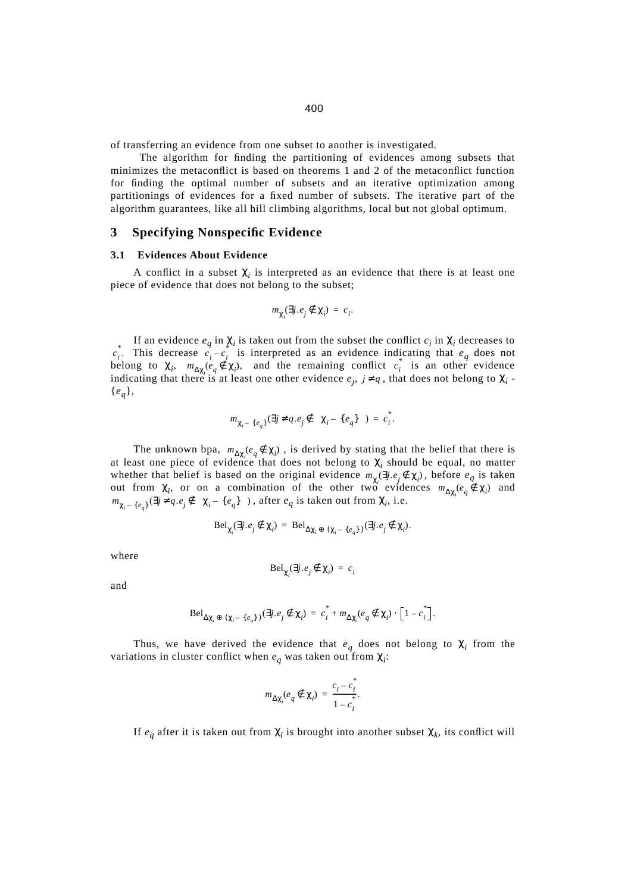of transferring an evidence from one subset to another is investigated.

The algorithm for finding the partitioning of evidences among subsets that minimizes the metaconflict is based on theorems 1 and 2 of the metaconflict function for finding the optimal number of subsets and an iterative optimization among partitionings of evidences for a fixed number of subsets. The iterative part of the algorithm guarantees, like all hill climbing algorithms, local but not global optimum.

## 3 Specifying Nonspecific Evidence

### 3.1 Evidences About Evidence

A conflict in a subset $\chi_i$ is interpreted as an evidence that there is at least one piece of evidence that does not belong to the subset;

$$m_{\chi_i}(\exists j . e_j \notin \chi_i) = c_i .$$

If an evidence $e_q$ in $\chi_i$ is taken out from the subset the conflict $c_i$ in $\chi_i$ decreases to $c_i^*$. This decrease $c_i - c_i^*$ is interpreted as an evidence indicating that $e_q$ does not belong to $\chi_i$, $m_{\Delta\chi_i}(e_q \notin \chi_i)$, and the remaining conflict $c_i^*$ is an other evidence indicating that there is at least one other evidence $e_j$, $j \neq q$, that does not belong to $\chi_i$ - $\{e_q\}$,

$$m_{\chi_i - \{e_q\}}(\exists j \neq q . e_j \notin \chi_i - \{e_q\}) = c_i^* .$$

The unknown bpa, $m_{\Delta\chi_i}(e_q \notin \chi_i)$, is derived by stating that the belief that there is at least one piece of evidence that does not belong to $\chi_i$ should be equal, no matter whether that belief is based on the original evidence $m_{\chi_i}(\exists j . e_j \notin \chi_i)$, before $e_q$ is taken out from $\chi_i$, or on a combination of the other two evidences $m_{\Delta\chi_i}(e_q \notin \chi_i)$ and $m_{\chi_i - \{e_q\}}(\exists j \neq q . e_j \notin \chi_i - \{e_q\})$, after $e_q$ is taken out from $\chi_i$, i.e.

$$\mathrm{Bel}_{\chi_i}(\exists j . e_j \notin \chi_i) = \mathrm{Bel}_{\Delta\chi_i \oplus (\chi_i - \{e_q\})}(\exists j . e_j \notin \chi_i).$$

where

$$\mathrm{Bel}_{\chi_i}(\exists j . e_j \notin \chi_i) = c_i$$

and

$$\mathrm{Bel}_{\Delta\chi_i \oplus (\chi_i - \{e_q\})}(\exists j . e_j \notin \chi_i) = c_i^* + m_{\Delta\chi_i}(e_q \notin \chi_i) \cdot \left[1 - c_i^*\right].$$

Thus, we have derived the evidence that $e_q$ does not belong to $\chi_i$ from the variations in cluster conflict when $e_q$ was taken out from $\chi_i$:

$$m_{\Delta\chi_i}(e_q \notin \chi_i) = \frac{c_i - c_i^*}{1 - c_i^*}.$$

If $e_q$ after it is taken out from $\chi_i$ is brought into another subset $\chi_k$, its conflict will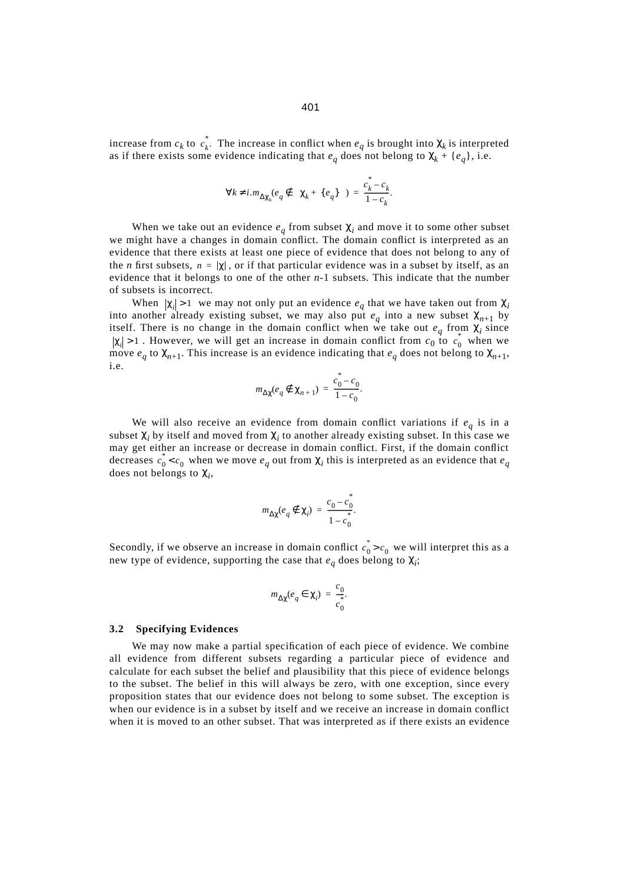increase from $c_k$ to $c_k^*$. The increase in conflict when $e_q$ is brought into $\chi_k$ is interpreted as if there exists some evidence indicating that $e_q$ does not belong to $\chi_k + \{e_q\}$, i.e.

$$\forall k \neq i. m_{\Delta\chi_k}(e_q \notin \chi_k + \{e_q\}) = \frac{c_k^* - c_k}{1 - c_k}.$$

When we take out an evidence $e_q$ from subset $\chi_i$ and move it to some other subset we might have a changes in domain conflict. The domain conflict is interpreted as an evidence that there exists at least one piece of evidence that does not belong to any of the $n$ first subsets, $n = |\chi|$, or if that particular evidence was in a subset by itself, as an evidence that it belongs to one of the other $n$-1 subsets. This indicate that the number of subsets is incorrect.

When $|\chi_i| > 1$ we may not only put an evidence $e_q$ that we have taken out from $\chi_i$ into another already existing subset, we may also put $e_q$ into a new subset $\chi_{n+1}$ by itself. There is no change in the domain conflict when we take out $e_q$ from $\chi_i$ since $|\chi_i| > 1$. However, we will get an increase in domain conflict from $c_0$ to $c_0^*$ when we move $e_q$ to $\chi_{n+1}$. This increase is an evidence indicating that $e_q$ does not belong to $\chi_{n+1}$, i.e.

$$m_{\Delta\chi}(e_q \notin \chi_{n+1}) = \frac{c_0^* - c_0}{1 - c_0}.$$

We will also receive an evidence from domain conflict variations if $e_q$ is in a subset $\chi_i$ by itself and moved from $\chi_i$ to another already existing subset. In this case we may get either an increase or decrease in domain conflict. First, if the domain conflict decreases $c_0^* < c_0$ when we move $e_q$ out from $\chi_i$ this is interpreted as an evidence that $e_q$ does not belongs to $\chi_i$,

$$m_{\Delta\chi}(e_q \notin \chi_i) = \frac{c_0 - c_0^*}{1 - c_0^*}.$$

Secondly, if we observe an increase in domain conflict $c_0^* > c_0$ we will interpret this as a new type of evidence, supporting the case that $e_q$ does belong to $\chi_i$;

$$m_{\Delta\chi}(e_q \in \chi_i) = \frac{c_0}{c_0^*}.$$

### 3.2 Specifying Evidences

We may now make a partial specification of each piece of evidence. We combine all evidence from different subsets regarding a particular piece of evidence and calculate for each subset the belief and plausibility that this piece of evidence belongs to the subset. The belief in this will always be zero, with one exception, since every proposition states that our evidence does not belong to some subset. The exception is when our evidence is in a subset by itself and we receive an increase in domain conflict when it is moved to an other subset. That was interpreted as if there exists an evidence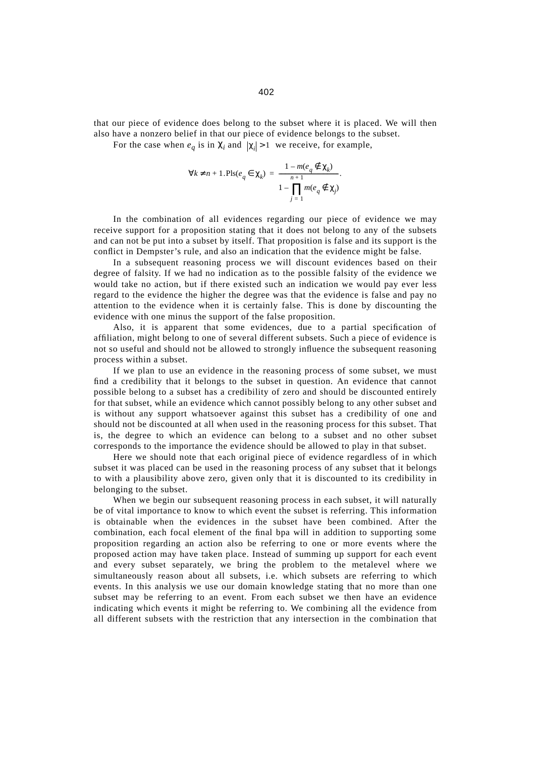that our piece of evidence does belong to the subset where it is placed. We will then also have a nonzero belief in that our piece of evidence belongs to the subset.

For the case when $e_q$ is in $\chi_i$ and $|\chi_i| > 1$ we receive, for example,

$$\forall k \neq n+1 . \mathrm{Pls}(e_q \in \chi_k) = \frac{1 - m(e_q \notin \chi_k)}{1 - \prod_{j=1}^{n+1} m(e_q \notin \chi_j)} .$$

In the combination of all evidences regarding our piece of evidence we may receive support for a proposition stating that it does not belong to any of the subsets and can not be put into a subset by itself. That proposition is false and its support is the conflict in Dempster's rule, and also an indication that the evidence might be false.

In a subsequent reasoning process we will discount evidences based on their degree of falsity. If we had no indication as to the possible falsity of the evidence we would take no action, but if there existed such an indication we would pay ever less regard to the evidence the higher the degree was that the evidence is false and pay no attention to the evidence when it is certainly false. This is done by discounting the evidence with one minus the support of the false proposition.

Also, it is apparent that some evidences, due to a partial specification of affiliation, might belong to one of several different subsets. Such a piece of evidence is not so useful and should not be allowed to strongly influence the subsequent reasoning process within a subset.

If we plan to use an evidence in the reasoning process of some subset, we must find a credibility that it belongs to the subset in question. An evidence that cannot possible belong to a subset has a credibility of zero and should be discounted entirely for that subset, while an evidence which cannot possibly belong to any other subset and is without any support whatsoever against this subset has a credibility of one and should not be discounted at all when used in the reasoning process for this subset. That is, the degree to which an evidence can belong to a subset and no other subset corresponds to the importance the evidence should be allowed to play in that subset.

Here we should note that each original piece of evidence regardless of in which subset it was placed can be used in the reasoning process of any subset that it belongs to with a plausibility above zero, given only that it is discounted to its credibility in belonging to the subset.

When we begin our subsequent reasoning process in each subset, it will naturally be of vital importance to know to which event the subset is referring. This information is obtainable when the evidences in the subset have been combined. After the combination, each focal element of the final bpa will in addition to supporting some proposition regarding an action also be referring to one or more events where the proposed action may have taken place. Instead of summing up support for each event and every subset separately, we bring the problem to the metalevel where we simultaneously reason about all subsets, i.e. which subsets are referring to which events. In this analysis we use our domain knowledge stating that no more than one subset may be referring to an event. From each subset we then have an evidence indicating which events it might be referring to. We combining all the evidence from all different subsets with the restriction that any intersection in the combination that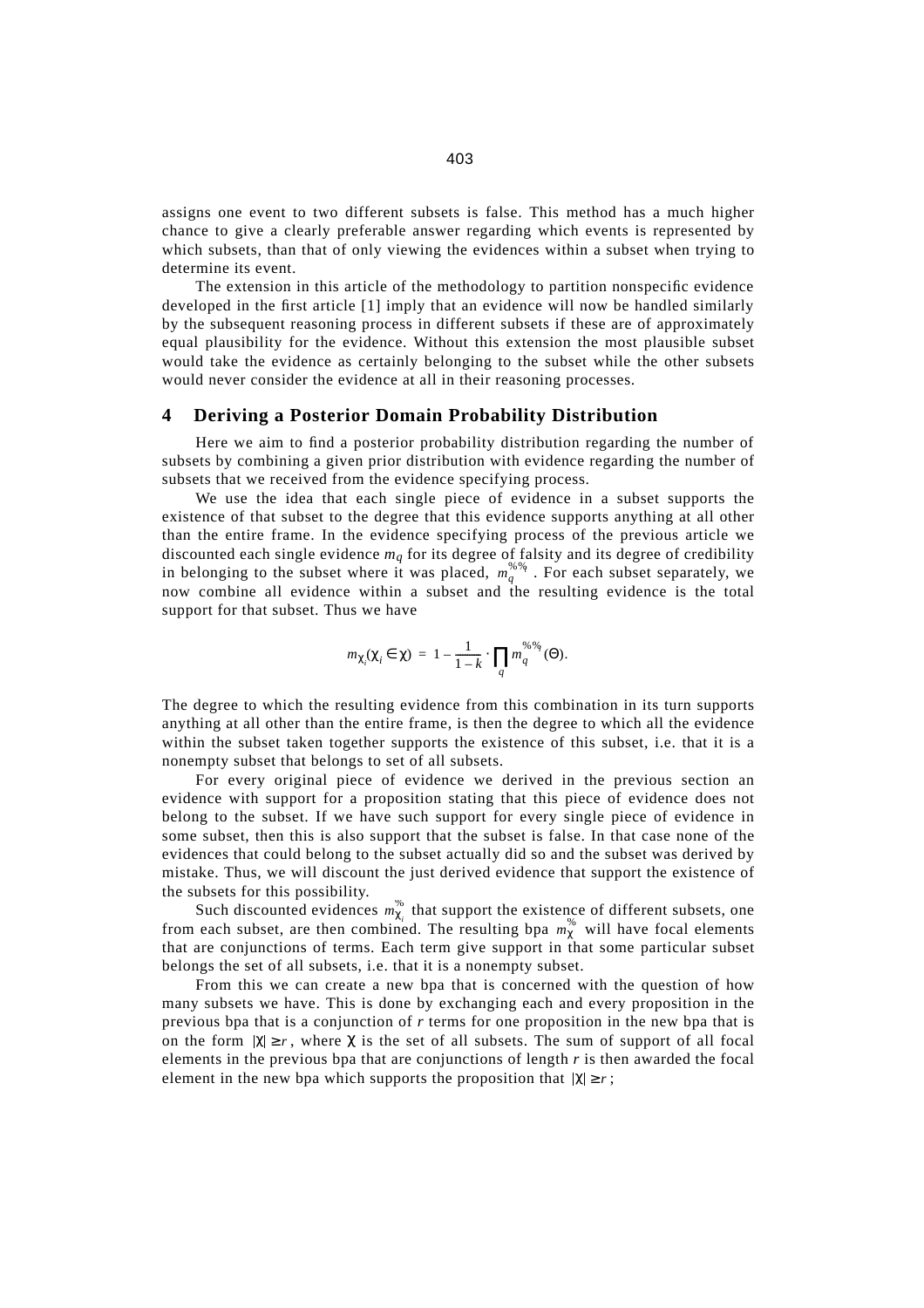assigns one event to two different subsets is false. This method has a much higher chance to give a clearly preferable answer regarding which events is represented by which subsets, than that of only viewing the evidences within a subset when trying to determine its event.

The extension in this article of the methodology to partition nonspecific evidence developed in the first article [1] imply that an evidence will now be handled similarly by the subsequent reasoning process in different subsets if these are of approximately equal plausibility for the evidence. Without this extension the most plausible subset would take the evidence as certainly belonging to the subset while the other subsets would never consider the evidence at all in their reasoning processes.

## 4 Deriving a Posterior Domain Probability Distribution

Here we aim to find a posterior probability distribution regarding the number of subsets by combining a given prior distribution with evidence regarding the number of subsets that we received from the evidence specifying process.

We use the idea that each single piece of evidence in a subset supports the existence of that subset to the degree that this evidence supports anything at all other than the entire frame. In the evidence specifying process of the previous article we discounted each single evidence $m_q$ for its degree of falsity and its degree of credibility in belonging to the subset where it was placed, $m_q^{\%\%}$. For each subset separately, we now combine all evidence within a subset and the resulting evidence is the total support for that subset. Thus we have

$$m_{\chi_i}(\chi_i \in \chi) = 1 - \frac{1}{1-k} \cdot \prod_q m_q^{\%\%}(\Theta).$$

The degree to which the resulting evidence from this combination in its turn supports anything at all other than the entire frame, is then the degree to which all the evidence within the subset taken together supports the existence of this subset, i.e. that it is a nonempty subset that belongs to set of all subsets.

For every original piece of evidence we derived in the previous section an evidence with support for a proposition stating that this piece of evidence does not belong to the subset. If we have such support for every single piece of evidence in some subset, then this is also support that the subset is false. In that case none of the evidences that could belong to the subset actually did so and the subset was derived by mistake. Thus, we will discount the just derived evidence that support the existence of the subsets for this possibility.

Such discounted evidences $m_{\chi_i}^{\%}$ that support the existence of different subsets, one from each subset, are then combined. The resulting bpa $m_{\chi}^{\%}$ will have focal elements that are conjunctions of terms. Each term give support in that some particular subset belongs the set of all subsets, i.e. that it is a nonempty subset.

From this we can create a new bpa that is concerned with the question of how many subsets we have. This is done by exchanging each and every proposition in the previous bpa that is a conjunction of $r$ terms for one proposition in the new bpa that is on the form $|\chi| \geq r$, where $\chi$ is the set of all subsets. The sum of support of all focal elements in the previous bpa that are conjunctions of length $r$ is then awarded the focal element in the new bpa which supports the proposition that $|\chi| \geq r$;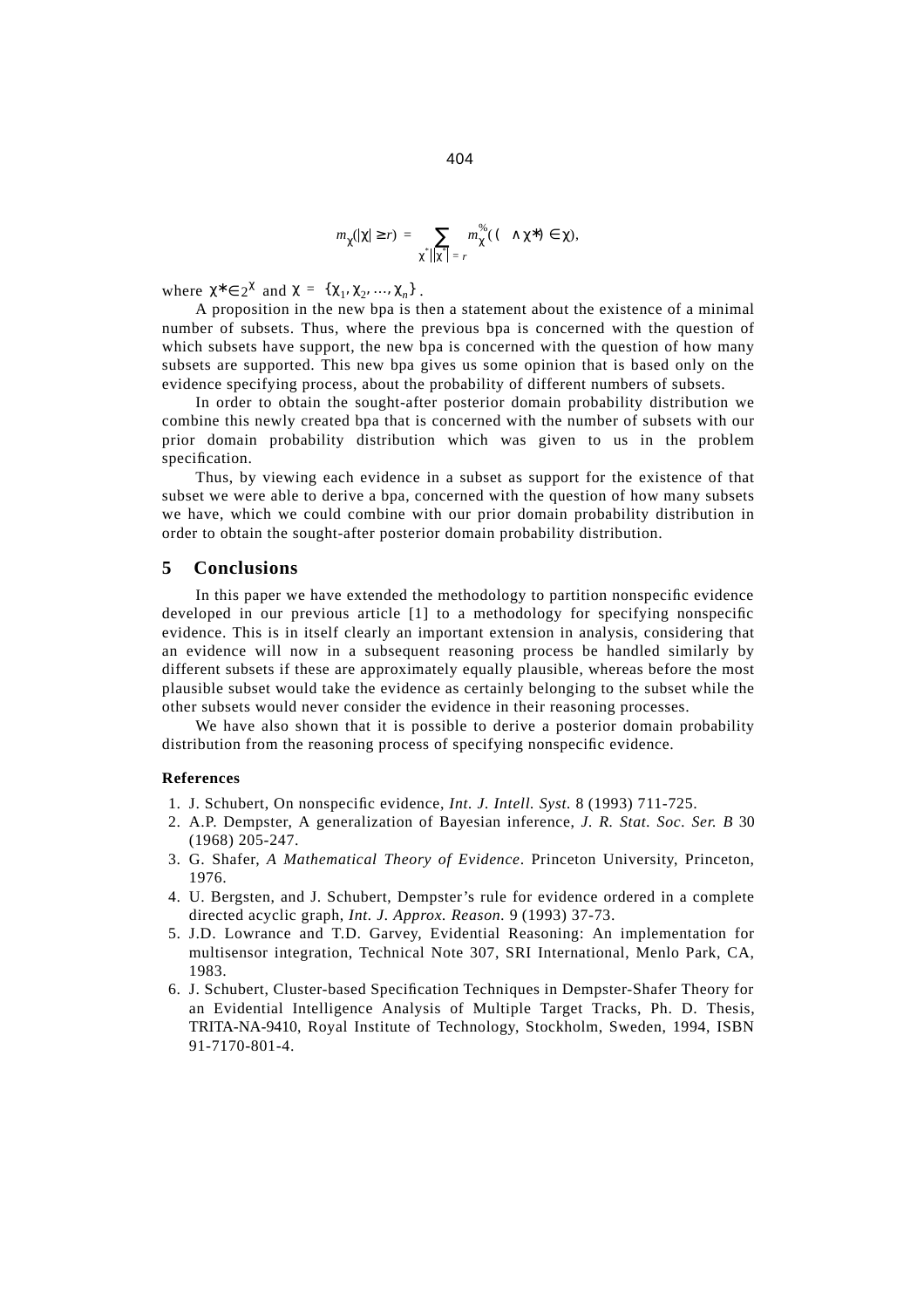$$m_{\chi}(|\chi| \geq r) = \sum_{\chi^*||\chi^*| = r} m_{\chi}^{\%}((\wedge\chi^*) \in \chi),$$

where $\chi^* \in 2^{\chi}$ and $\chi = \{\chi_1, \chi_2, \ldots, \chi_n\}$.

A proposition in the new bpa is then a statement about the existence of a minimal number of subsets. Thus, where the previous bpa is concerned with the question of which subsets have support, the new bpa is concerned with the question of how many subsets are supported. This new bpa gives us some opinion that is based only on the evidence specifying process, about the probability of different numbers of subsets.

In order to obtain the sought-after posterior domain probability distribution we combine this newly created bpa that is concerned with the number of subsets with our prior domain probability distribution which was given to us in the problem specification.

Thus, by viewing each evidence in a subset as support for the existence of that subset we were able to derive a bpa, concerned with the question of how many subsets we have, which we could combine with our prior domain probability distribution in order to obtain the sought-after posterior domain probability distribution.

## 5 Conclusions

In this paper we have extended the methodology to partition nonspecific evidence developed in our previous article [1] to a methodology for specifying nonspecific evidence. This is in itself clearly an important extension in analysis, considering that an evidence will now in a subsequent reasoning process be handled similarly by different subsets if these are approximately equally plausible, whereas before the most plausible subset would take the evidence as certainly belonging to the subset while the other subsets would never consider the evidence in their reasoning processes.

We have also shown that it is possible to derive a posterior domain probability distribution from the reasoning process of specifying nonspecific evidence.

### References

1. J. Schubert, On nonspecific evidence, *Int. J. Intell. Syst.* 8 (1993) 711-725.
2. A.P. Dempster, A generalization of Bayesian inference, *J. R. Stat. Soc. Ser. B* 30 (1968) 205-247.
3. G. Shafer, *A Mathematical Theory of Evidence*. Princeton University, Princeton, 1976.
4. U. Bergsten, and J. Schubert, Dempster's rule for evidence ordered in a complete directed acyclic graph, *Int. J. Approx. Reason.* 9 (1993) 37-73.
5. J.D. Lowrance and T.D. Garvey, Evidential Reasoning: An implementation for multisensor integration, Technical Note 307, SRI International, Menlo Park, CA, 1983.
6. J. Schubert, Cluster-based Specification Techniques in Dempster-Shafer Theory for an Evidential Intelligence Analysis of Multiple Target Tracks, Ph. D. Thesis, TRITA-NA-9410, Royal Institute of Technology, Stockholm, Sweden, 1994, ISBN 91-7170-801-4.